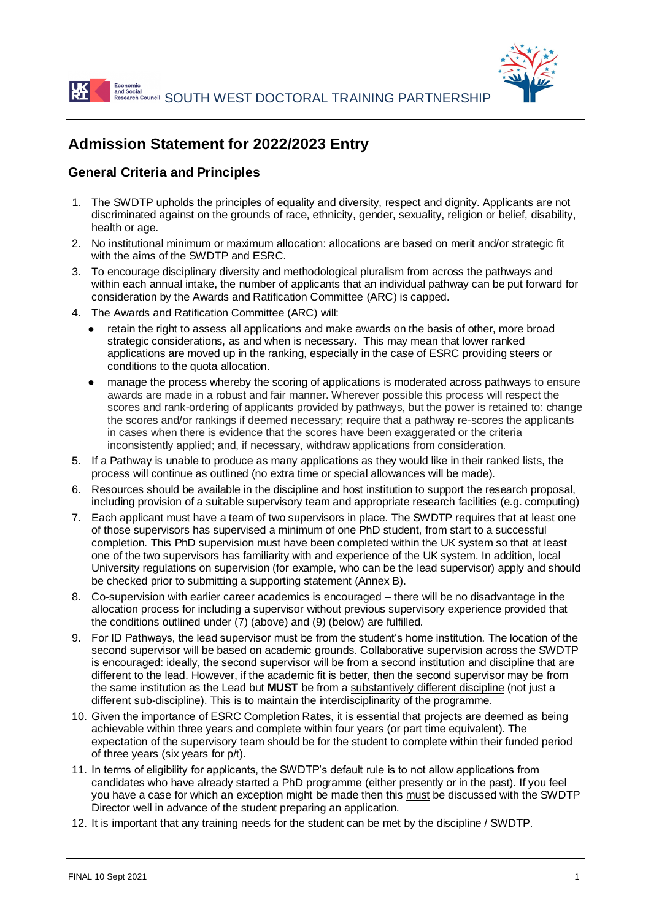SOUTH WEST DOCTORAL TRAINING PARTNERSHIP

# Admission Statement for 2022/2023 Entry

## General Criteria and Principles

1. The SWDTP upholds the principles of equality and diversity, respect and dignity. Applicants are not discriminated against on the grounds of race, ethnicity, gender, sexuality, religion or belief, disability, health or age.
2. No institutional minimum or maximum allocation: allocations are based on merit and/or strategic fit with the aims of the SWDTP and ESRC.
3. To encourage disciplinary diversity and methodological pluralism from across the pathways and within each annual intake, the number of applicants that an individual pathway can be put forward for consideration by the Awards and Ratification Committee (ARC) is capped.
4. The Awards and Ratification Committee (ARC) will:
   - retain the right to assess all applications and make awards on the basis of other, more broad strategic considerations, as and when is necessary. This may mean that lower ranked applications are moved up in the ranking, especially in the case of ESRC providing steers or conditions to the quota allocation.
   - manage the process whereby the scoring of applications is moderated across pathways to ensure awards are made in a robust and fair manner. Wherever possible this process will respect the scores and rank-ordering of applicants provided by pathways, but the power is retained to: change the scores and/or rankings if deemed necessary; require that a pathway re-scores the applicants in cases when there is evidence that the scores have been exaggerated or the criteria inconsistently applied; and, if necessary, withdraw applications from consideration.
5. If a Pathway is unable to produce as many applications as they would like in their ranked lists, the process will continue as outlined (no extra time or special allowances will be made).
6. Resources should be available in the discipline and host institution to support the research proposal, including provision of a suitable supervisory team and appropriate research facilities (e.g. computing)
7. Each applicant must have a team of two supervisors in place. The SWDTP requires that at least one of those supervisors has supervised a minimum of one PhD student, from start to a successful completion. This PhD supervision must have been completed within the UK system so that at least one of the two supervisors has familiarity with and experience of the UK system. In addition, local University regulations on supervision (for example, who can be the lead supervisor) apply and should be checked prior to submitting a supporting statement (Annex B).
8. Co-supervision with earlier career academics is encouraged – there will be no disadvantage in the allocation process for including a supervisor without previous supervisory experience provided that the conditions outlined under (7) (above) and (9) (below) are fulfilled.
9. For ID Pathways, the lead supervisor must be from the student's home institution. The location of the second supervisor will be based on academic grounds. Collaborative supervision across the SWDTP is encouraged: ideally, the second supervisor will be from a second institution and discipline that are different to the lead. However, if the academic fit is better, then the second supervisor may be from the same institution as the Lead but **MUST** be from a substantively different discipline (not just a different sub-discipline). This is to maintain the interdisciplinarity of the programme.
10. Given the importance of ESRC Completion Rates, it is essential that projects are deemed as being achievable within three years and complete within four years (or part time equivalent). The expectation of the supervisory team should be for the student to complete within their funded period of three years (six years for p/t).
11. In terms of eligibility for applicants, the SWDTP's default rule is to not allow applications from candidates who have already started a PhD programme (either presently or in the past). If you feel you have a case for which an exception might be made then this must be discussed with the SWDTP Director well in advance of the student preparing an application.
12. It is important that any training needs for the student can be met by the discipline / SWDTP.

FINAL 10 Sept 2021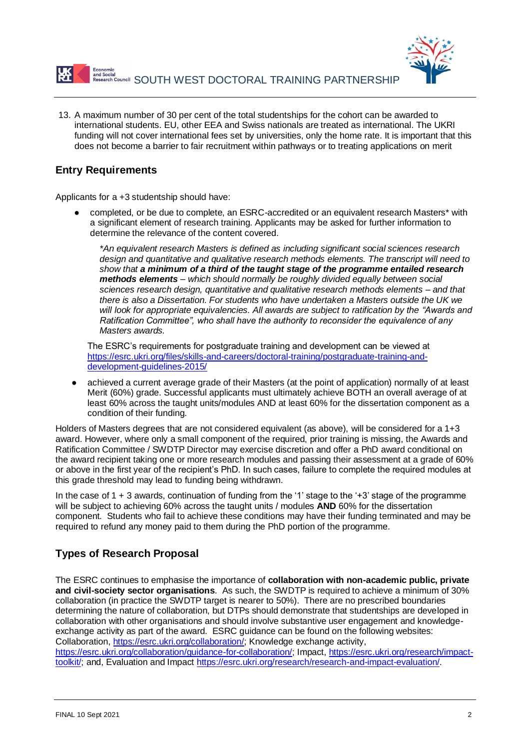13. A maximum number of 30 per cent of the total studentships for the cohort can be awarded to international students. EU, other EEA and Swiss nationals are treated as international. The UKRI funding will not cover international fees set by universities, only the home rate. It is important that this does not become a barrier to fair recruitment within pathways or to treating applications on merit

## Entry Requirements

Applicants for a +3 studentship should have:

- completed, or be due to complete, an ESRC-accredited or an equivalent research Masters* with a significant element of research training. Applicants may be asked for further information to determine the relevance of the content covered.

  *\*An equivalent research Masters is defined as including significant social sciences research design and quantitative and qualitative research methods elements. The transcript will need to show that* ***a minimum of a third of the taught stage of the programme entailed research methods elements*** *– which should normally be roughly divided equally between social sciences research design, quantitative and qualitative research methods elements – and that there is also a Dissertation. For students who have undertaken a Masters outside the UK we will look for appropriate equivalencies. All awards are subject to ratification by the "Awards and Ratification Committee", who shall have the authority to reconsider the equivalence of any Masters awards.*

  The ESRC's requirements for postgraduate training and development can be viewed at https://esrc.ukri.org/files/skills-and-careers/doctoral-training/postgraduate-training-and-development-guidelines-2015/

- achieved a current average grade of their Masters (at the point of application) normally of at least Merit (60%) grade. Successful applicants must ultimately achieve BOTH an overall average of at least 60% across the taught units/modules AND at least 60% for the dissertation component as a condition of their funding.

Holders of Masters degrees that are not considered equivalent (as above), will be considered for a 1+3 award. However, where only a small component of the required, prior training is missing, the Awards and Ratification Committee / SWDTP Director may exercise discretion and offer a PhD award conditional on the award recipient taking one or more research modules and passing their assessment at a grade of 60% or above in the first year of the recipient's PhD. In such cases, failure to complete the required modules at this grade threshold may lead to funding being withdrawn.

In the case of 1 + 3 awards, continuation of funding from the '1' stage to the '+3' stage of the programme will be subject to achieving 60% across the taught units / modules **AND** 60% for the dissertation component. Students who fail to achieve these conditions may have their funding terminated and may be required to refund any money paid to them during the PhD portion of the programme.

## Types of Research Proposal

The ESRC continues to emphasise the importance of **collaboration with non-academic public, private and civil-society sector organisations**. As such, the SWDTP is required to achieve a minimum of 30% collaboration (in practice the SWDTP target is nearer to 50%). There are no prescribed boundaries determining the nature of collaboration, but DTPs should demonstrate that studentships are developed in collaboration with other organisations and should involve substantive user engagement and knowledge-exchange activity as part of the award. ESRC guidance can be found on the following websites: Collaboration, https://esrc.ukri.org/collaboration/; Knowledge exchange activity, https://esrc.ukri.org/collaboration/guidance-for-collaboration/; Impact, https://esrc.ukri.org/research/impact-toolkit/; and, Evaluation and Impact https://esrc.ukri.org/research/research-and-impact-evaluation/.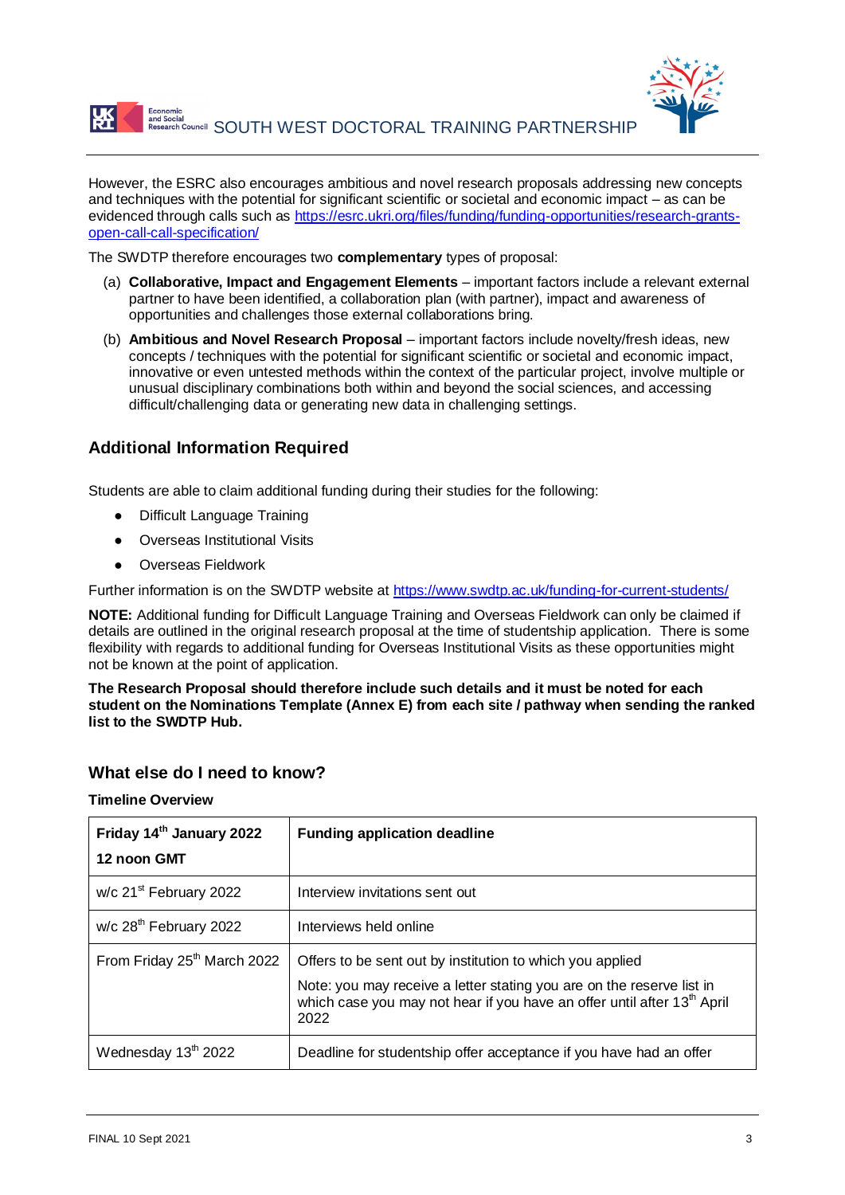However, the ESRC also encourages ambitious and novel research proposals addressing new concepts and techniques with the potential for significant scientific or societal and economic impact – as can be evidenced through calls such as [https://esrc.ukri.org/files/funding/funding-opportunities/research-grants-open-call-call-specification/](https://esrc.ukri.org/files/funding/funding-opportunities/research-grants-open-call-call-specification/)

The SWDTP therefore encourages two **complementary** types of proposal:

(a) **Collaborative, Impact and Engagement Elements** – important factors include a relevant external partner to have been identified, a collaboration plan (with partner), impact and awareness of opportunities and challenges those external collaborations bring.

(b) **Ambitious and Novel Research Proposal** – important factors include novelty/fresh ideas, new concepts / techniques with the potential for significant scientific or societal and economic impact, innovative or even untested methods within the context of the particular project, involve multiple or unusual disciplinary combinations both within and beyond the social sciences, and accessing difficult/challenging data or generating new data in challenging settings.

## Additional Information Required

Students are able to claim additional funding during their studies for the following:

- Difficult Language Training
- Overseas Institutional Visits
- Overseas Fieldwork

Further information is on the SWDTP website at [https://www.swdtp.ac.uk/funding-for-current-students/](https://www.swdtp.ac.uk/funding-for-current-students/)

**NOTE:** Additional funding for Difficult Language Training and Overseas Fieldwork can only be claimed if details are outlined in the original research proposal at the time of studentship application. There is some flexibility with regards to additional funding for Overseas Institutional Visits as these opportunities might not be known at the point of application.

**The Research Proposal should therefore include such details and it must be noted for each student on the Nominations Template (Annex E) from each site / pathway when sending the ranked list to the SWDTP Hub.**

## What else do I need to know?

**Timeline Overview**

| | |
|---|---|
| **Friday 14th January 2022 12 noon GMT** | **Funding application deadline** |
| w/c 21st February 2022 | Interview invitations sent out |
| w/c 28th February 2022 | Interviews held online |
| From Friday 25th March 2022 | Offers to be sent out by institution to which you applied<br><br>Note: you may receive a letter stating you are on the reserve list in which case you may not hear if you have an offer until after 13th April 2022 |
| Wednesday 13th 2022 | Deadline for studentship offer acceptance if you have had an offer |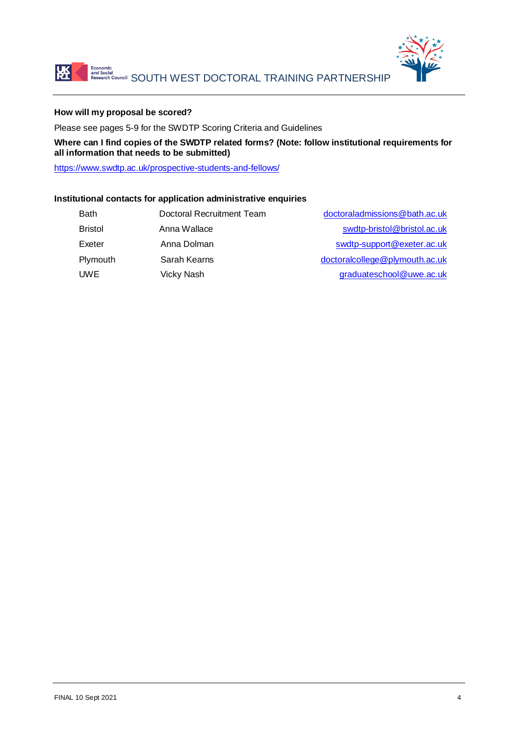**How will my proposal be scored?**

Please see pages 5-9 for the SWDTP Scoring Criteria and Guidelines

**Where can I find copies of the SWDTP related forms? (Note: follow institutional requirements for all information that needs to be submitted)**

https://www.swdtp.ac.uk/prospective-students-and-fellows/

**Institutional contacts for application administrative enquiries**

| | | |
|---|---|---|
| Bath | Doctoral Recruitment Team | doctoraladmissions@bath.ac.uk |
| Bristol | Anna Wallace | swdtp-bristol@bristol.ac.uk |
| Exeter | Anna Dolman | swdtp-support@exeter.ac.uk |
| Plymouth | Sarah Kearns | doctoralcollege@plymouth.ac.uk |
| UWE | Vicky Nash | graduateschool@uwe.ac.uk |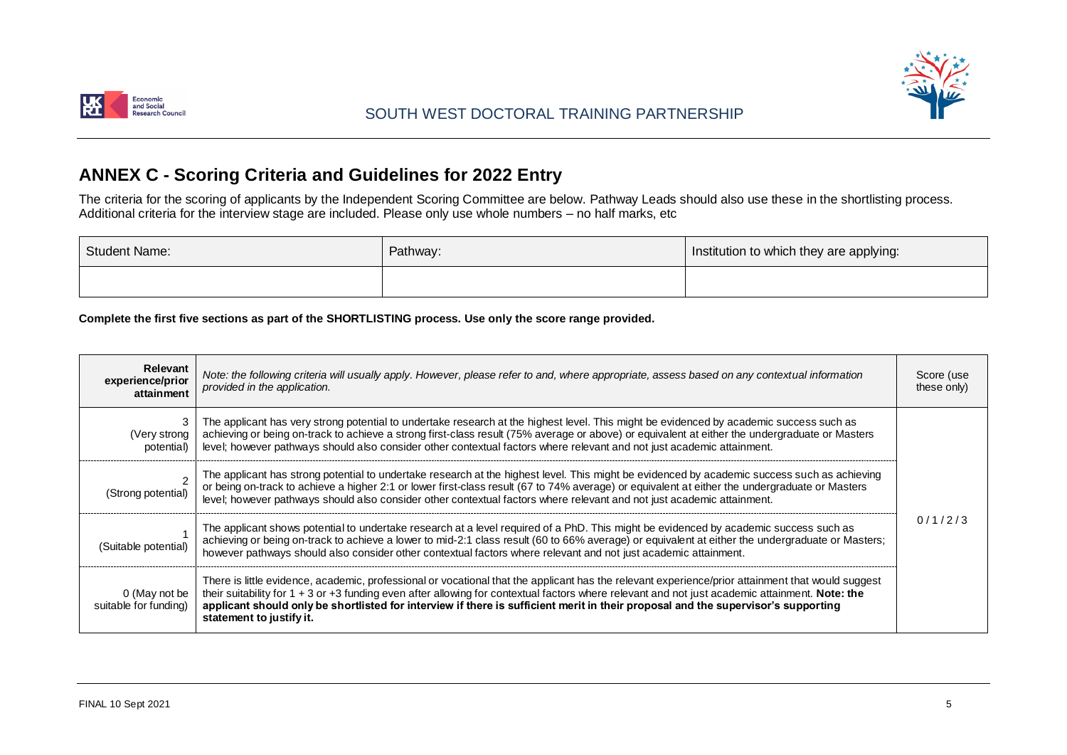# ANNEX C - Scoring Criteria and Guidelines for 2022 Entry

The criteria for the scoring of applicants by the Independent Scoring Committee are below. Pathway Leads should also use these in the shortlisting process. Additional criteria for the interview stage are included. Please only use whole numbers – no half marks, etc

| Student Name: | Pathway: | Institution to which they are applying: |
|---|---|---|
| | | |

**Complete the first five sections as part of the SHORTLISTING process. Use only the score range provided.**

| **Relevant experience/prior attainment** | *Note: the following criteria will usually apply. However, please refer to and, where appropriate, assess based on any contextual information provided in the application.* | Score (use these only) |
|---|---|---|
| 3 (Very strong potential) | The applicant has very strong potential to undertake research at the highest level. This might be evidenced by academic success such as achieving or being on-track to achieve a strong first-class result (75% average or above) or equivalent at either the undergraduate or Masters level; however pathways should also consider other contextual factors where relevant and not just academic attainment. | 0 / 1 / 2 / 3 |
| 2 (Strong potential) | The applicant has strong potential to undertake research at the highest level. This might be evidenced by academic success such as achieving or being on-track to achieve a higher 2:1 or lower first-class result (67 to 74% average) or equivalent at either the undergraduate or Masters level; however pathways should also consider other contextual factors where relevant and not just academic attainment. | |
| 1 (Suitable potential) | The applicant shows potential to undertake research at a level required of a PhD. This might be evidenced by academic success such as achieving or being on-track to achieve a lower to mid-2:1 class result (60 to 66% average) or equivalent at either the undergraduate or Masters; however pathways should also consider other contextual factors where relevant and not just academic attainment. | |
| 0 (May not be suitable for funding) | There is little evidence, academic, professional or vocational that the applicant has the relevant experience/prior attainment that would suggest their suitability for 1 + 3 or +3 funding even after allowing for contextual factors where relevant and not just academic attainment. **Note: the applicant should only be shortlisted for interview if there is sufficient merit in their proposal and the supervisor's supporting statement to justify it.** | |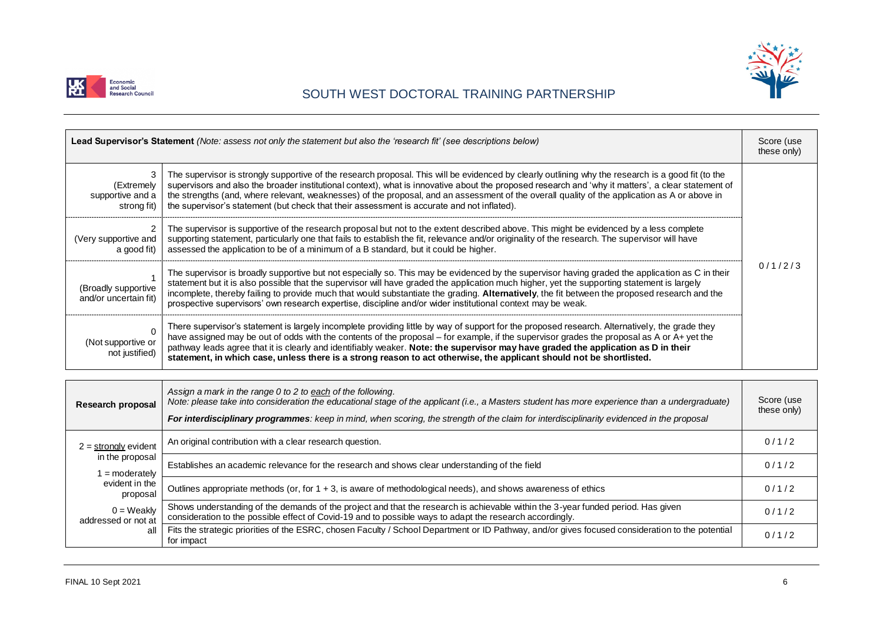| **Lead Supervisor's Statement** *(Note: assess not only the statement but also the 'research fit' (see descriptions below)* | | Score (use these only) |
|---|---|---|
| 3 (Extremely supportive and a strong fit) | The supervisor is strongly supportive of the research proposal. This will be evidenced by clearly outlining why the research is a good fit (to the supervisors and also the broader institutional context), what is innovative about the proposed research and 'why it matters', a clear statement of the strengths (and, where relevant, weaknesses) of the proposal, and an assessment of the overall quality of the application as A or above in the supervisor's statement (but check that their assessment is accurate and not inflated). | 0 / 1 / 2 / 3 |
| 2 (Very supportive and a good fit) | The supervisor is supportive of the research proposal but not to the extent described above. This might be evidenced by a less complete supporting statement, particularly one that fails to establish the fit, relevance and/or originality of the research. The supervisor will have assessed the application to be of a minimum of a B standard, but it could be higher. | |
| 1 (Broadly supportive and/or uncertain fit) | The supervisor is broadly supportive but not especially so. This may be evidenced by the supervisor having graded the application as C in their statement but it is also possible that the supervisor will have graded the application much higher, yet the supporting statement is largely incomplete, thereby failing to provide much that would substantiate the grading. **Alternatively**, the fit between the proposed research and the prospective supervisors' own research expertise, discipline and/or wider institutional context may be weak. | |
| 0 (Not supportive or not justified) | There supervisor's statement is largely incomplete providing little by way of support for the proposed research. Alternatively, the grade they have assigned may be out of odds with the contents of the proposal – for example, if the supervisor grades the proposal as A or A+ yet the pathway leads agree that it is clearly and identifiably weaker. **Note: the supervisor may have graded the application as D in their statement, in which case, unless there is a strong reason to act otherwise, the applicant should not be shortlisted.** | |

| **Research proposal** | *Assign a mark in the range 0 to 2 to each of the following.* *Note: please take into consideration the educational stage of the applicant (i.e., a Masters student has more experience than a undergraduate)* ***For interdisciplinary programmes**: keep in mind, when scoring, the strength of the claim for interdisciplinarity evidenced in the proposal* | Score (use these only) |
|---|---|---|
| 2 = strongly evident in the proposal<br>1 = moderately evident in the proposal<br>0 = Weakly addressed or not at all | An original contribution with a clear research question. | 0 / 1 / 2 |
| | Establishes an academic relevance for the research and shows clear understanding of the field | 0 / 1 / 2 |
| | Outlines appropriate methods (or, for 1 + 3, is aware of methodological needs), and shows awareness of ethics | 0 / 1 / 2 |
| | Shows understanding of the demands of the project and that the research is achievable within the 3-year funded period. Has given consideration to the possible effect of Covid-19 and to possible ways to adapt the research accordingly. | 0 / 1 / 2 |
| | Fits the strategic priorities of the ESRC, chosen Faculty / School Department or ID Pathway, and/or gives focused consideration to the potential for impact | 0 / 1 / 2 |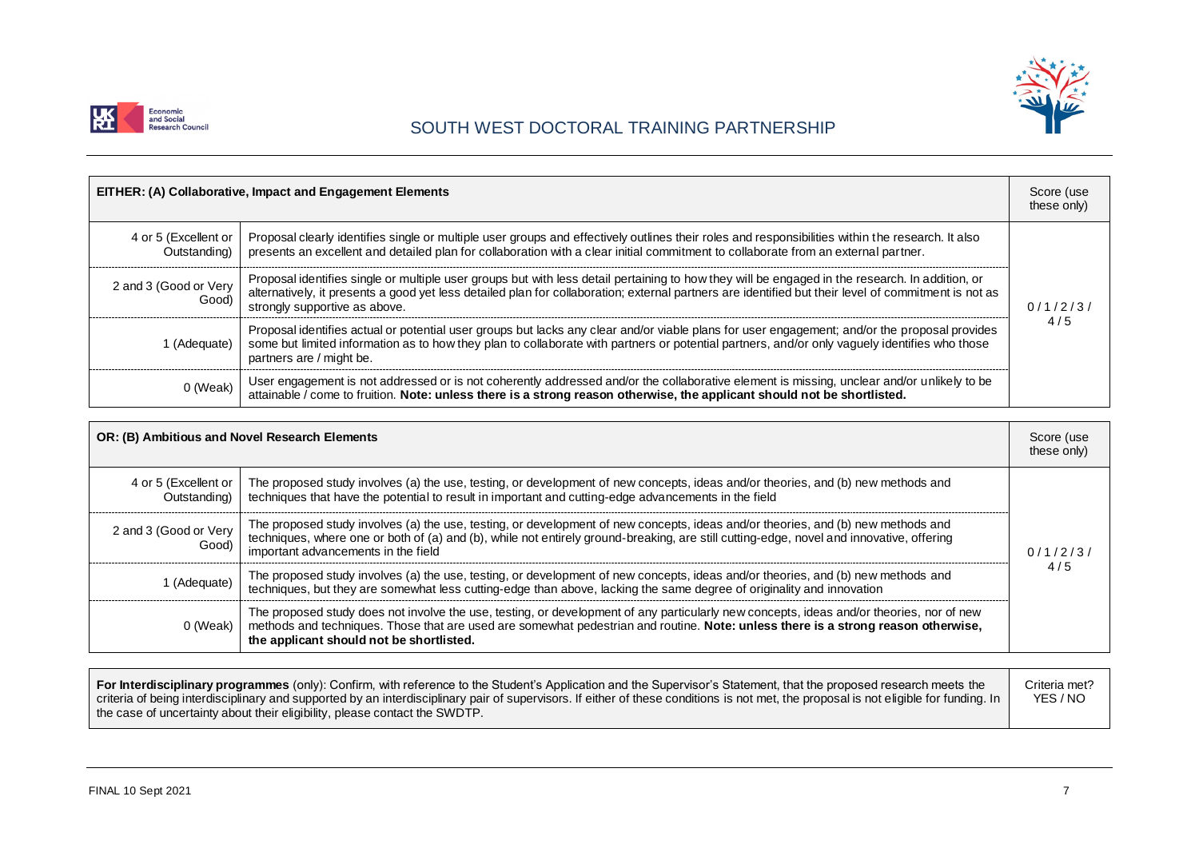| **EITHER: (A) Collaborative, Impact and Engagement Elements** | | Score (use these only) |
|---|---|---|
| 4 or 5 (Excellent or Outstanding) | Proposal clearly identifies single or multiple user groups and effectively outlines their roles and responsibilities within the research. It also presents an excellent and detailed plan for collaboration with a clear initial commitment to collaborate from an external partner. | 0 / 1 / 2 / 3 / 4 / 5 |
| 2 and 3 (Good or Very Good) | Proposal identifies single or multiple user groups but with less detail pertaining to how they will be engaged in the research. In addition, or alternatively, it presents a good yet less detailed plan for collaboration; external partners are identified but their level of commitment is not as strongly supportive as above. | |
| 1 (Adequate) | Proposal identifies actual or potential user groups but lacks any clear and/or viable plans for user engagement; and/or the proposal provides some but limited information as to how they plan to collaborate with partners or potential partners, and/or only vaguely identifies who those partners are / might be. | |
| 0 (Weak) | User engagement is not addressed or is not coherently addressed and/or the collaborative element is missing, unclear and/or unlikely to be attainable / come to fruition. **Note: unless there is a strong reason otherwise, the applicant should not be shortlisted.** | |

| **OR: (B) Ambitious and Novel Research Elements** | | Score (use these only) |
|---|---|---|
| 4 or 5 (Excellent or Outstanding) | The proposed study involves (a) the use, testing, or development of new concepts, ideas and/or theories, and (b) new methods and techniques that have the potential to result in important and cutting-edge advancements in the field | 0 / 1 / 2 / 3 / 4 / 5 |
| 2 and 3 (Good or Very Good) | The proposed study involves (a) the use, testing, or development of new concepts, ideas and/or theories, and (b) new methods and techniques, where one or both of (a) and (b), while not entirely ground-breaking, are still cutting-edge, novel and innovative, offering important advancements in the field | |
| 1 (Adequate) | The proposed study involves (a) the use, testing, or development of new concepts, ideas and/or theories, and (b) new methods and techniques, but they are somewhat less cutting-edge than above, lacking the same degree of originality and innovation | |
| 0 (Weak) | The proposed study does not involve the use, testing, or development of any particularly new concepts, ideas and/or theories, nor of new methods and techniques. Those that are used are somewhat pedestrian and routine. **Note: unless there is a strong reason otherwise, the applicant should not be shortlisted.** | |

| **For Interdisciplinary programmes** (only): Confirm, with reference to the Student's Application and the Supervisor's Statement, that the proposed research meets the criteria of being interdisciplinary and supported by an interdisciplinary pair of supervisors. If either of these conditions is not met, the proposal is not eligible for funding. In the case of uncertainty about their eligibility, please contact the SWDTP. | Criteria met? YES / NO |
|---|---|

FINAL 10 Sept 2021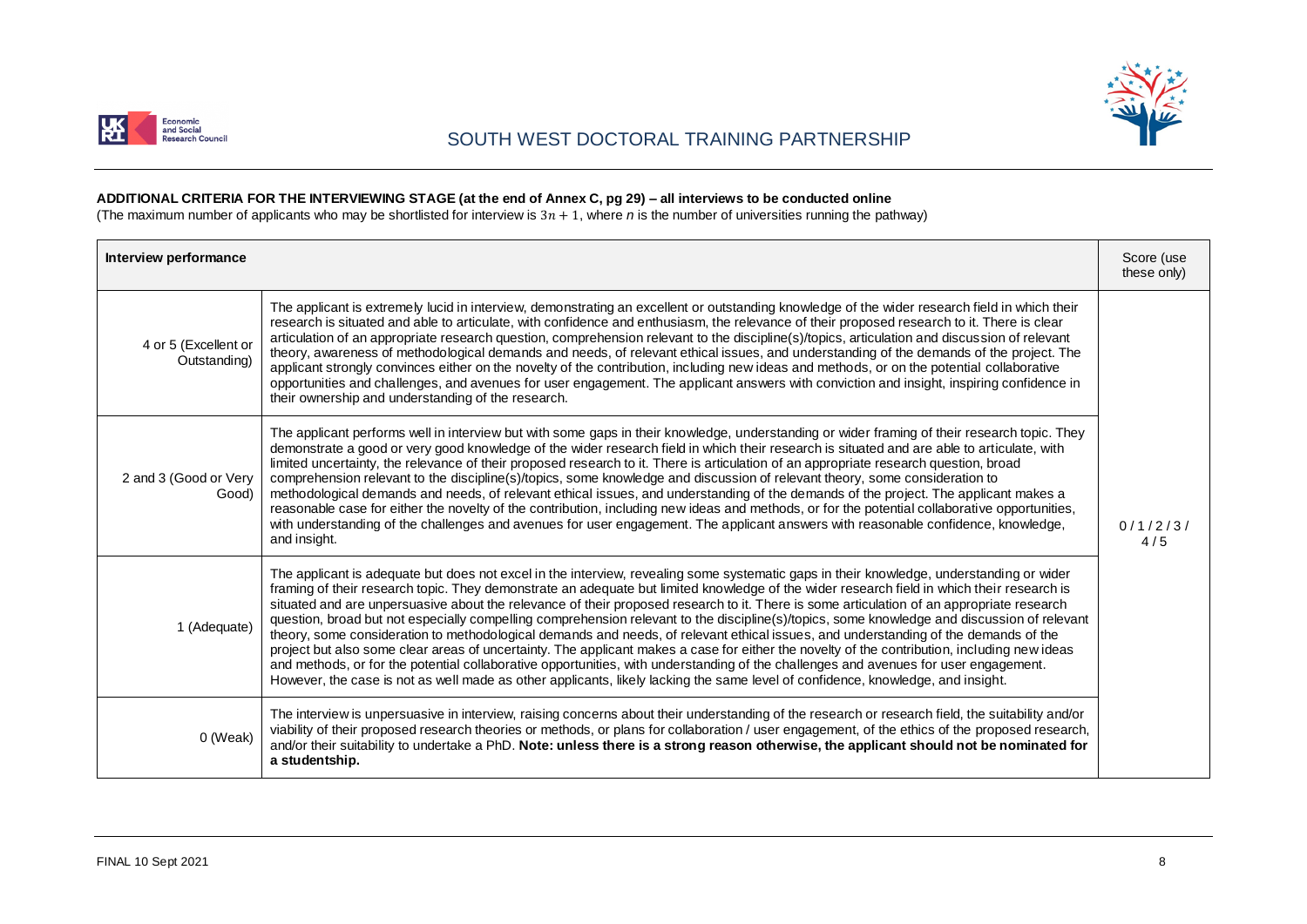**ADDITIONAL CRITERIA FOR THE INTERVIEWING STAGE (at the end of Annex C, pg 29) – all interviews to be conducted online**

(The maximum number of applicants who may be shortlisted for interview is $3n + 1$, where *n* is the number of universities running the pathway)

| Interview performance | | Score (use these only) |
|---|---|---|
| 4 or 5 (Excellent or Outstanding) | The applicant is extremely lucid in interview, demonstrating an excellent or outstanding knowledge of the wider research field in which their research is situated and able to articulate, with confidence and enthusiasm, the relevance of their proposed research to it. There is clear articulation of an appropriate research question, comprehension relevant to the discipline(s)/topics, articulation and discussion of relevant theory, awareness of methodological demands and needs, of relevant ethical issues, and understanding of the demands of the project. The applicant strongly convinces either on the novelty of the contribution, including new ideas and methods, or on the potential collaborative opportunities and challenges, and avenues for user engagement. The applicant answers with conviction and insight, inspiring confidence in their ownership and understanding of the research. | 0 / 1 / 2 / 3 / 4 / 5 |
| 2 and 3 (Good or Very Good) | The applicant performs well in interview but with some gaps in their knowledge, understanding or wider framing of their research topic. They demonstrate a good or very good knowledge of the wider research field in which their research is situated and are able to articulate, with limited uncertainty, the relevance of their proposed research to it. There is articulation of an appropriate research question, broad comprehension relevant to the discipline(s)/topics, some knowledge and discussion of relevant theory, some consideration to methodological demands and needs, of relevant ethical issues, and understanding of the demands of the project. The applicant makes a reasonable case for either the novelty of the contribution, including new ideas and methods, or for the potential collaborative opportunities, with understanding of the challenges and avenues for user engagement. The applicant answers with reasonable confidence, knowledge, and insight. | |
| 1 (Adequate) | The applicant is adequate but does not excel in the interview, revealing some systematic gaps in their knowledge, understanding or wider framing of their research topic. They demonstrate an adequate but limited knowledge of the wider research field in which their research is situated and are unpersuasive about the relevance of their proposed research to it. There is some articulation of an appropriate research question, broad but not especially compelling comprehension relevant to the discipline(s)/topics, some knowledge and discussion of relevant theory, some consideration to methodological demands and needs, of relevant ethical issues, and understanding of the demands of the project but also some clear areas of uncertainty. The applicant makes a case for either the novelty of the contribution, including new ideas and methods, or for the potential collaborative opportunities, with understanding of the challenges and avenues for user engagement. However, the case is not as well made as other applicants, likely lacking the same level of confidence, knowledge, and insight. | |
| 0 (Weak) | The interview is unpersuasive in interview, raising concerns about their understanding of the research or research field, the suitability and/or viability of their proposed research theories or methods, or plans for collaboration / user engagement, of the ethics of the proposed research, and/or their suitability to undertake a PhD. **Note: unless there is a strong reason otherwise, the applicant should not be nominated for a studentship.** | |

FINAL 10 Sept 2021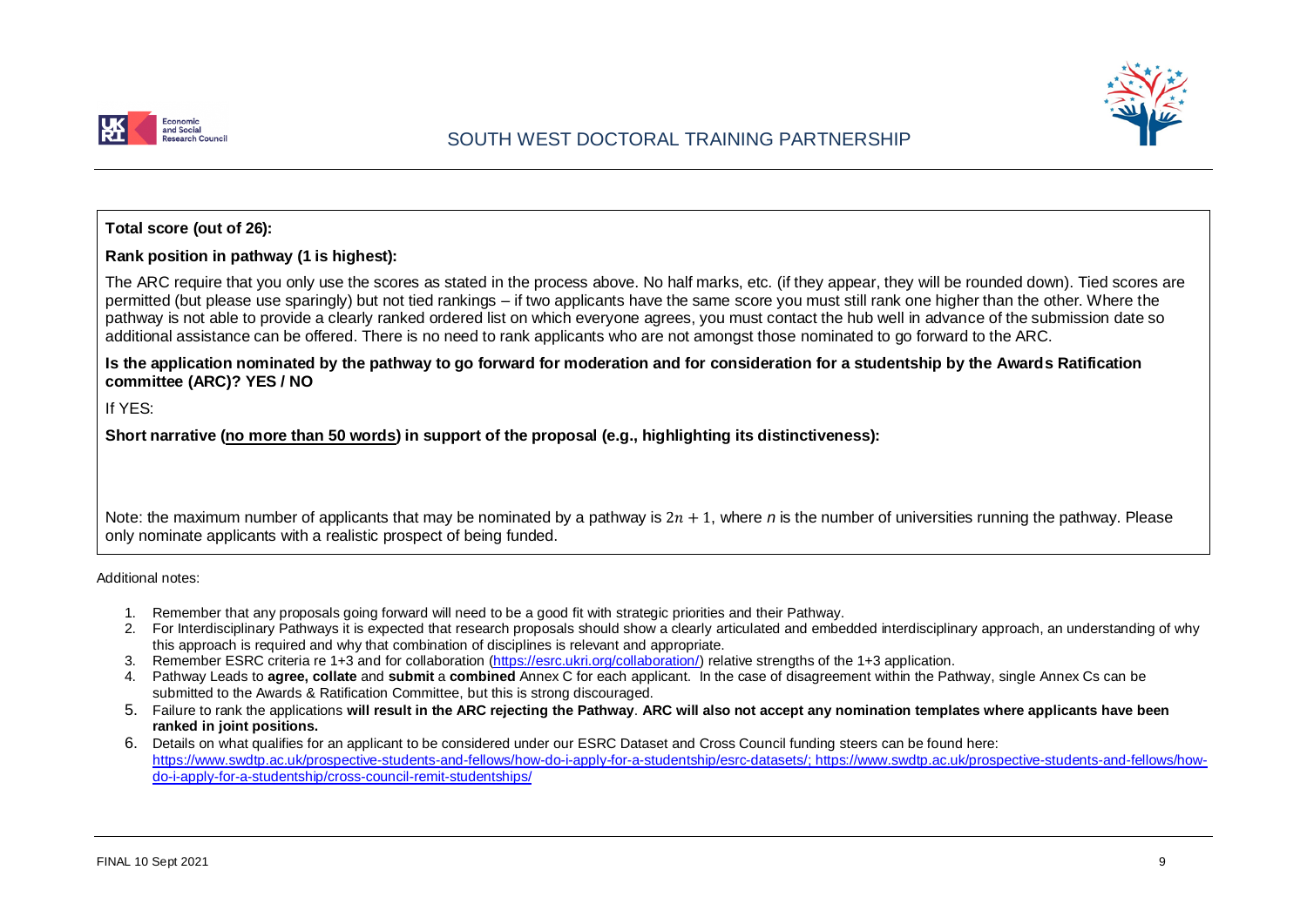**Total score (out of 26):**

**Rank position in pathway (1 is highest):**

The ARC require that you only use the scores as stated in the process above. No half marks, etc. (if they appear, they will be rounded down). Tied scores are permitted (but please use sparingly) but not tied rankings – if two applicants have the same score you must still rank one higher than the other. Where the pathway is not able to provide a clearly ranked ordered list on which everyone agrees, you must contact the hub well in advance of the submission date so additional assistance can be offered. There is no need to rank applicants who are not amongst those nominated to go forward to the ARC.

**Is the application nominated by the pathway to go forward for moderation and for consideration for a studentship by the Awards Ratification committee (ARC)? YES / NO**

If YES:

**Short narrative (<u>no more than 50 words</u>) in support of the proposal (e.g., highlighting its distinctiveness):**

Note: the maximum number of applicants that may be nominated by a pathway is $2n + 1$, where *n* is the number of universities running the pathway. Please only nominate applicants with a realistic prospect of being funded.

Additional notes:

1. Remember that any proposals going forward will need to be a good fit with strategic priorities and their Pathway.
2. For Interdisciplinary Pathways it is expected that research proposals should show a clearly articulated and embedded interdisciplinary approach, an understanding of why this approach is required and why that combination of disciplines is relevant and appropriate.
3. Remember ESRC criteria re 1+3 and for collaboration (https://esrc.ukri.org/collaboration/) relative strengths of the 1+3 application.
4. Pathway Leads to **agree, collate** and **submit** a **combined** Annex C for each applicant. In the case of disagreement within the Pathway, single Annex Cs can be submitted to the Awards & Ratification Committee, but this is strong discouraged.
5. Failure to rank the applications **will result in the ARC rejecting the Pathway**. **ARC will also not accept any nomination templates where applicants have been ranked in joint positions.**
6. Details on what qualifies for an applicant to be considered under our ESRC Dataset and Cross Council funding steers can be found here: https://www.swdtp.ac.uk/prospective-students-and-fellows/how-do-i-apply-for-a-studentship/esrc-datasets/; https://www.swdtp.ac.uk/prospective-students-and-fellows/how-do-i-apply-for-a-studentship/cross-council-remit-studentships/